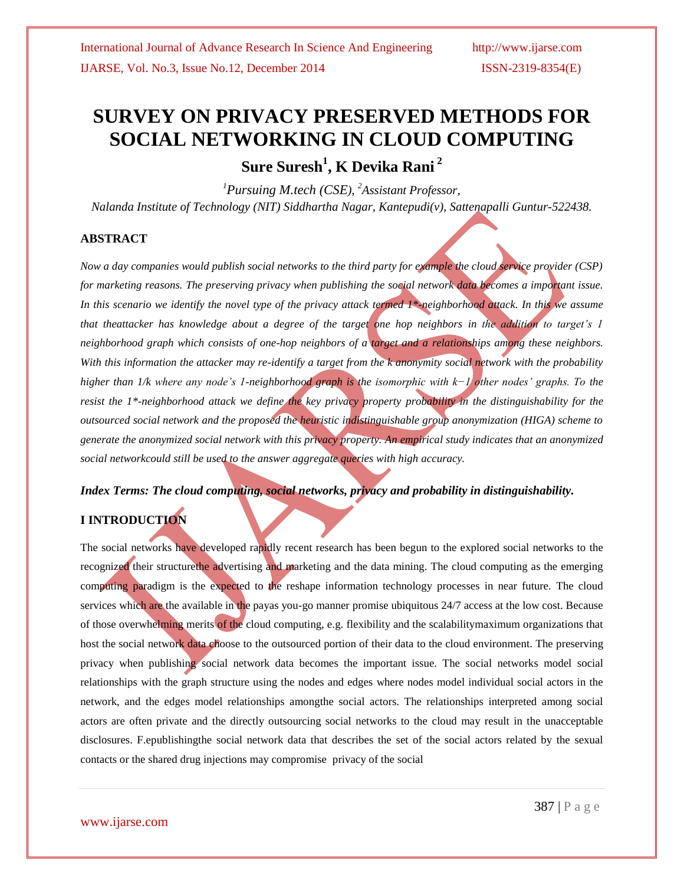# SURVEY ON PRIVACY PRESERVED METHODS FOR SOCIAL NETWORKING IN CLOUD COMPUTING

**Sure Suresh[1], K Devika Rani [2]**

*[1]Pursuing M.tech (CSE), [2]Assistant Professor,*
*Nalanda Institute of Technology (NIT) Siddhartha Nagar, Kantepudi(v), Sattenapalli Guntur-522438.*

## ABSTRACT

*Now a day companies would publish social networks to the third party for example the cloud service provider (CSP) for marketing reasons. The preserving privacy when publishing the social network data becomes a important issue. In this scenario we identify the novel type of the privacy attack termed 1*-neighborhood attack. In this we assume that theattacker has knowledge about a degree of the target one hop neighbors in the addition to target's 1 neighborhood graph which consists of one-hop neighbors of a target and a relationships among these neighbors. With this information the attacker may re-identify a target from the k anonymity social network with the probability higher than 1/k where any node's 1-neighborhood graph is the isomorphic with k−1 other nodes' graphs. To the resist the 1*-neighborhood attack we define the key privacy property probability in the distinguishability for the outsourced social network and the proposed the heuristic indistinguishable group anonymization (HIGA) scheme to generate the anonymized social network with this privacy property. An empirical study indicates that an anonymized social networkcould still be used to the answer aggregate queries with high accuracy.*

***Index Terms: The cloud computing, social networks, privacy and probability in distinguishability.***

## I INTRODUCTION

The social networks have developed rapidly recent research has been begun to the explored social networks to the recognized their structurethe advertising and marketing and the data mining. The cloud computing as the emerging computing paradigm is the expected to the reshape information technology processes in near future. The cloud services which are the available in the payas you-go manner promise ubiquitous 24/7 access at the low cost. Because of those overwhelming merits of the cloud computing, e.g. flexibility and the scalabilitymaximum organizations that host the social network data choose to the outsourced portion of their data to the cloud environment. The preserving privacy when publishing social network data becomes the important issue. The social networks model social relationships with the graph structure using the nodes and edges where nodes model individual social actors in the network, and the edges model relationships amongthe social actors. The relationships interpreted among social actors are often private and the directly outsourcing social networks to the cloud may result in the unacceptable disclosures. F.epublishingthe social network data that describes the set of the social actors related by the sexual contacts or the shared drug injections may compromise privacy of the social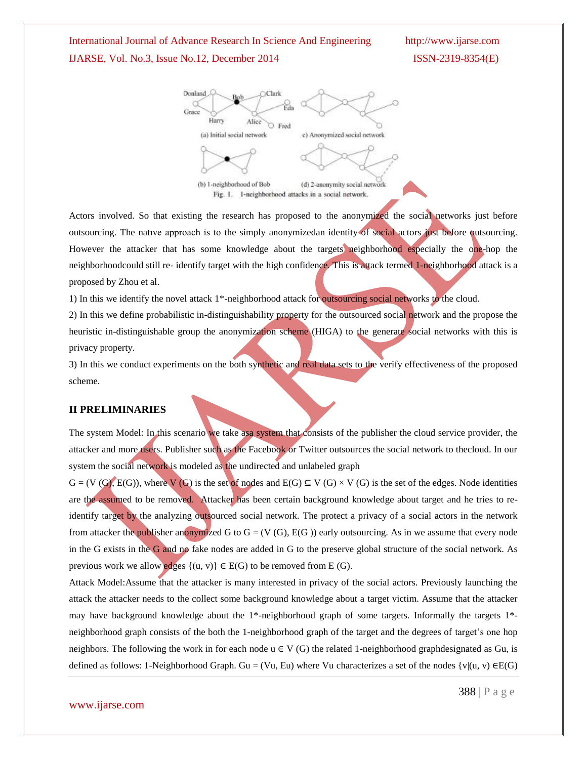(a) Initial social network c) Anonymized social network

(b) 1-neighborhood of Bob (d) 2-anonymity social network

Fig. 1. 1-neighborhood attacks in a social network.

Actors involved. So that existing the research has proposed to the anonymized the social networks just before outsourcing. The natıve approach is to the simply anonymizedan identity of social actors just before outsourcing. However the attacker that has some knowledge about the targets neighborhood especially the one-hop the neighborhoodcould still re- identify target with the high confidence. This is attack termed 1-neighborhood attack is a proposed by Zhou et al.

1) In this we identify the novel attack 1*-neighborhood attack for outsourcing social networks to the cloud.

2) In this we define probabilistic in-distinguishability property for the outsourced social network and the propose the heuristic in-distinguishable group the anonymization scheme (HIGA) to the generate social networks with this is privacy property.

3) In this we conduct experiments on the both synthetic and real data sets to the verify effectiveness of the proposed scheme.

## II PRELIMINARIES

The system Model: In this scenario we take asa system that consists of the publisher the cloud service provider, the attacker and more users. Publisher such as the Facebook or Twitter outsources the social network to thecloud. In our system the social network is modeled as the undirected and unlabeled graph

$G = (V(G), E(G))$, where $V(G)$ is the set of nodes and $E(G) \subseteq V(G) \times V(G)$ is the set of the edges. Node identities are the assumed to be removed. Attacker has been certain background knowledge about target and he tries to re-identify target by the analyzing outsourced social network. The protect a privacy of a social actors in the network from attacker the publisher anonymized G to $G = (V(G), E(G))$ early outsourcing. As in we assume that every node in the G exists in the G and no fake nodes are added in G to the preserve global structure of the social network. As previous work we allow edges $\{(u, v)\} \in E(G)$ to be removed from $E(G)$.

Attack Model:Assume that the attacker is many interested in privacy of the social actors. Previously launching the attack the attacker needs to the collect some background knowledge about a target victim. Assume that the attacker may have background knowledge about the 1*-neighborhood graph of some targets. Informally the targets 1*-neighborhood graph consists of the both the 1-neighborhood graph of the target and the degrees of target's one hop neighbors. The following the work in for each node $u \in V(G)$ the related 1-neighborhood graphdesignated as $G_u$, is defined as follows: 1-Neighborhood Graph. $G_u = (V_u, E_u)$ where $V_u$ characterizes a set of the nodes $\{v|(u, v) \in E(G)$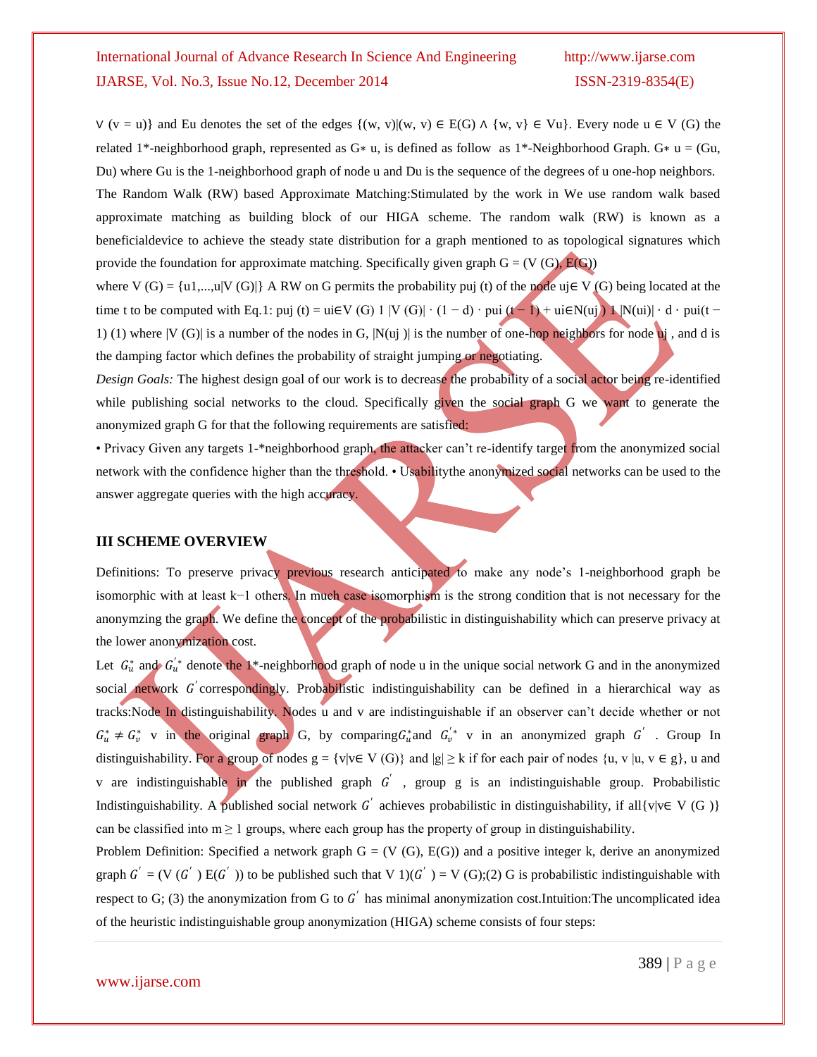∨ (v = u)} and Eu denotes the set of the edges {(w, v)|(w, v) ∈ E(G) ∧ {w, v} ∈ Vu}. Every node u ∈ V (G) the related 1*-neighborhood graph, represented as G∗ u, is defined as follow as 1*-Neighborhood Graph. G∗ u = (Gu, Du) where Gu is the 1-neighborhood graph of node u and Du is the sequence of the degrees of u one-hop neighbors.

The Random Walk (RW) based Approximate Matching:Stimulated by the work in We use random walk based approximate matching as building block of our HIGA scheme. The random walk (RW) is known as a beneficialdevice to achieve the steady state distribution for a graph mentioned to as topological signatures which provide the foundation for approximate matching. Specifically given graph G = (V (G), E(G))

where V (G) = {u1,...,u|V (G)|} A RW on G permits the probability puj (t) of the node uj∈ V (G) being located at the time t to be computed with Eq.1: puj (t) = ui∈V (G) 1 |V (G)| · (1 − d) · pui (t − 1) + ui∈N(uj ) 1 |N(ui)| · d · pui(t − 1) (1) where |V (G)| is a number of the nodes in G, |N(uj )| is the number of one-hop neighbors for node uj , and d is the damping factor which defines the probability of straight jumping or negotiating.

*Design Goals:* The highest design goal of our work is to decrease the probability of a social actor being re-identified while publishing social networks to the cloud. Specifically given the social graph G we want to generate the anonymized graph G for that the following requirements are satisfied:

• Privacy Given any targets 1-*neighborhood graph, the attacker can't re-identify target from the anonymized social network with the confidence higher than the threshold. • Usabilitythe anonymized social networks can be used to the answer aggregate queries with the high accuracy.

## III SCHEME OVERVIEW

Definitions: To preserve privacy previous research anticipated to make any node's 1-neighborhood graph be isomorphic with at least k−1 others. In much case isomorphism is the strong condition that is not necessary for the anonymzing the graph. We define the concept of the probabilistic in distinguishability which can preserve privacy at the lower anonymization cost.

Let $G_u^*$ and $G_u^{'*}$ denote the 1*-neighborhood graph of node u in the unique social network G and in the anonymized social network $G^{'}$ correspondingly. Probabilistic indistinguishability can be defined in a hierarchical way as tracks:Node In distinguishability. Nodes u and v are indistinguishable if an observer can't decide whether or not $G_u^* \neq G_v^*$ v in the original graph G, by comparing $G_u^*$ and $G_v^{'*}$ v in an anonymized graph $G^{'}$ . Group In distinguishability. For a group of nodes g = {v|v∈ V (G)} and |g| ≥ k if for each pair of nodes {u, v |u, v ∈ g}, u and v are indistinguishable in the published graph $G^{'}$ , group g is an indistinguishable group. Probabilistic Indistinguishability. A published social network $G^{'}$ achieves probabilistic in distinguishability, if all{v|v∈ V (G )} can be classified into m ≥ 1 groups, where each group has the property of group in distinguishability.

Problem Definition: Specified a network graph G = (V (G), E(G)) and a positive integer k, derive an anonymized graph $G^{'}$ = (V ($G^{'}$ ) E($G^{'}$ )) to be published such that V 1)($G^{'}$ ) = V (G);(2) G is probabilistic indistinguishable with respect to G; (3) the anonymization from G to $G^{'}$ has minimal anonymization cost.Intuition:The uncomplicated idea of the heuristic indistinguishable group anonymization (HIGA) scheme consists of four steps: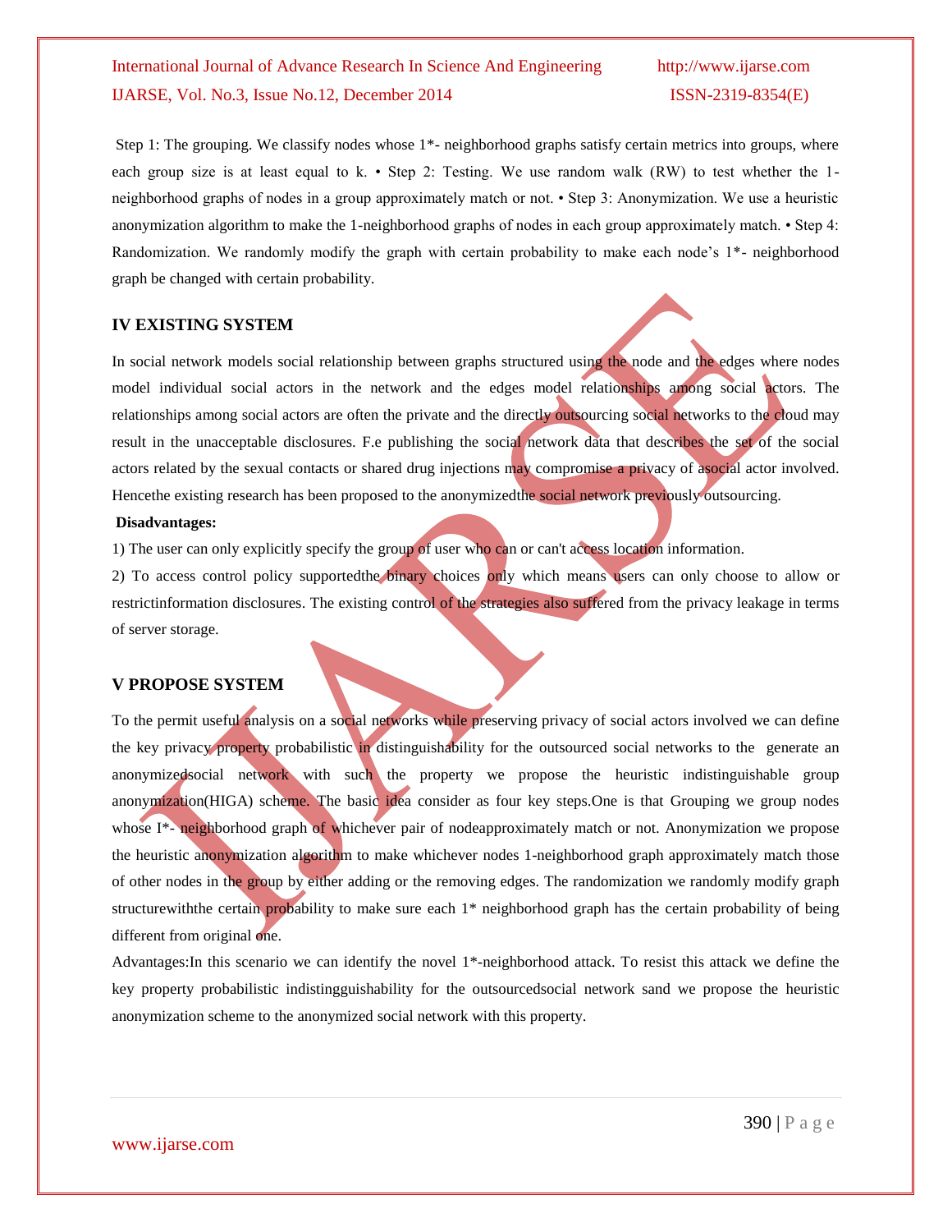Step 1: The grouping. We classify nodes whose 1*- neighborhood graphs satisfy certain metrics into groups, where each group size is at least equal to k. • Step 2: Testing. We use random walk (RW) to test whether the 1-neighborhood graphs of nodes in a group approximately match or not. • Step 3: Anonymization. We use a heuristic anonymization algorithm to make the 1-neighborhood graphs of nodes in each group approximately match. • Step 4: Randomization. We randomly modify the graph with certain probability to make each node's 1*- neighborhood graph be changed with certain probability.

## IV EXISTING SYSTEM

In social network models social relationship between graphs structured using the node and the edges where nodes model individual social actors in the network and the edges model relationships among social actors. The relationships among social actors are often the private and the directly outsourcing social networks to the cloud may result in the unacceptable disclosures. F.e publishing the social network data that describes the set of the social actors related by the sexual contacts or shared drug injections may compromise a privacy of asocial actor involved. Hencethe existing research has been proposed to the anonymizedthe social network previously outsourcing.

**Disadvantages:**

1) The user can only explicitly specify the group of user who can or can't access location information.

2) To access control policy supportedthe binary choices only which means users can only choose to allow or restrictinformation disclosures. The existing control of the strategies also suffered from the privacy leakage in terms of server storage.

## V PROPOSE SYSTEM

To the permit useful analysis on a social networks while preserving privacy of social actors involved we can define the key privacy property probabilistic in distinguishability for the outsourced social networks to the generate an anonymizedsocial network with such the property we propose the heuristic indistinguishable group anonymization(HIGA) scheme. The basic idea consider as four key steps.One is that Grouping we group nodes whose I*- neighborhood graph of whichever pair of nodeapproximately match or not. Anonymization we propose the heuristic anonymization algorithm to make whichever nodes 1-neighborhood graph approximately match those of other nodes in the group by either adding or the removing edges. The randomization we randomly modify graph structurewiththe certain probability to make sure each 1* neighborhood graph has the certain probability of being different from original one.

Advantages:In this scenario we can identify the novel 1*-neighborhood attack. To resist this attack we define the key property probabilistic indistingguishability for the outsourcedsocial network sand we propose the heuristic anonymization scheme to the anonymized social network with this property.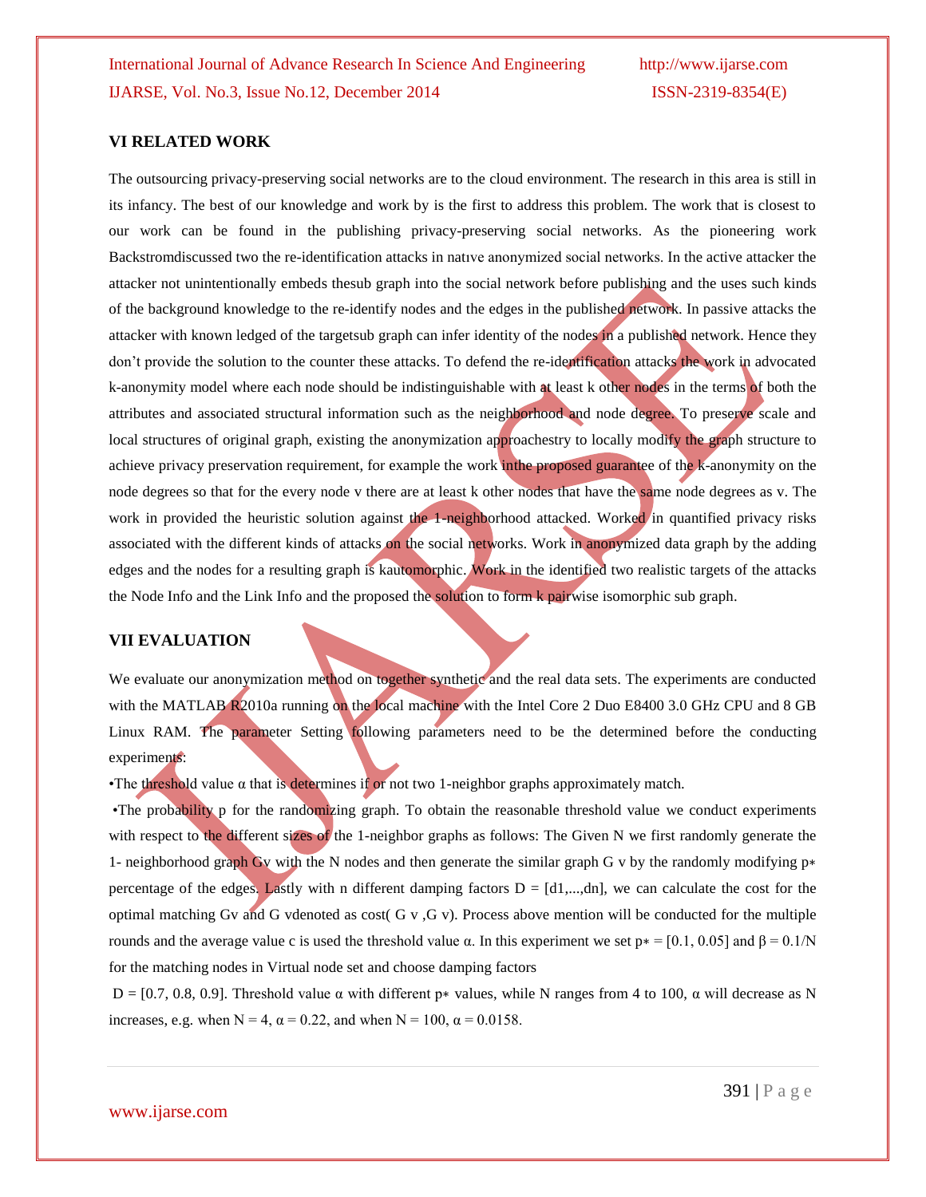## VI RELATED WORK

The outsourcing privacy-preserving social networks are to the cloud environment. The research in this area is still in its infancy. The best of our knowledge and work by is the first to address this problem. The work that is closest to our work can be found in the publishing privacy-preserving social networks. As the pioneering work Backstromdiscussed two the re-identification attacks in natıve anonymized social networks. In the active attacker the attacker not unintentionally embeds thesub graph into the social network before publishing and the uses such kinds of the background knowledge to the re-identify nodes and the edges in the published network. In passive attacks the attacker with known ledged of the targetsub graph can infer identity of the nodes in a published network. Hence they don't provide the solution to the counter these attacks. To defend the re-identification attacks the work in advocated k-anonymity model where each node should be indistinguishable with at least k other nodes in the terms of both the attributes and associated structural information such as the neighborhood and node degree. To preserve scale and local structures of original graph, existing the anonymization approachestry to locally modify the graph structure to achieve privacy preservation requirement, for example the work inthe proposed guarantee of the k-anonymity on the node degrees so that for the every node v there are at least k other nodes that have the same node degrees as v. The work in provided the heuristic solution against the 1-neighborhood attacked. Worked in quantified privacy risks associated with the different kinds of attacks on the social networks. Work in anonymized data graph by the adding edges and the nodes for a resulting graph is kautomorphic. Work in the identified two realistic targets of the attacks the Node Info and the Link Info and the proposed the solution to form k pairwise isomorphic sub graph.

## VII EVALUATION

We evaluate our anonymization method on together synthetic and the real data sets. The experiments are conducted with the MATLAB R2010a running on the local machine with the Intel Core 2 Duo E8400 3.0 GHz CPU and 8 GB Linux RAM. The parameter Setting following parameters need to be the determined before the conducting experiments:

- The threshold value $\alpha$ that is determines if or not two 1-neighbor graphs approximately match.
- The probability p for the randomizing graph. To obtain the reasonable threshold value we conduct experiments with respect to the different sizes of the 1-neighbor graphs as follows: The Given N we first randomly generate the 1- neighborhood graph Gv with the N nodes and then generate the similar graph G v by the randomly modifying $p*$ percentage of the edges. Lastly with n different damping factors $D = [d1,...,dn]$, we can calculate the cost for the optimal matching Gv and G vdenoted as cost( G v ,G v). Process above mention will be conducted for the multiple rounds and the average value c is used the threshold value $\alpha$. In this experiment we set $p* = [0.1, 0.05]$ and $\beta = 0.1/N$ for the matching nodes in Virtual node set and choose damping factors

$D = [0.7, 0.8, 0.9]$. Threshold value $\alpha$ with different $p*$ values, while N ranges from 4 to 100, $\alpha$ will decrease as N increases, e.g. when $N = 4$, $\alpha = 0.22$, and when $N = 100$, $\alpha = 0.0158$.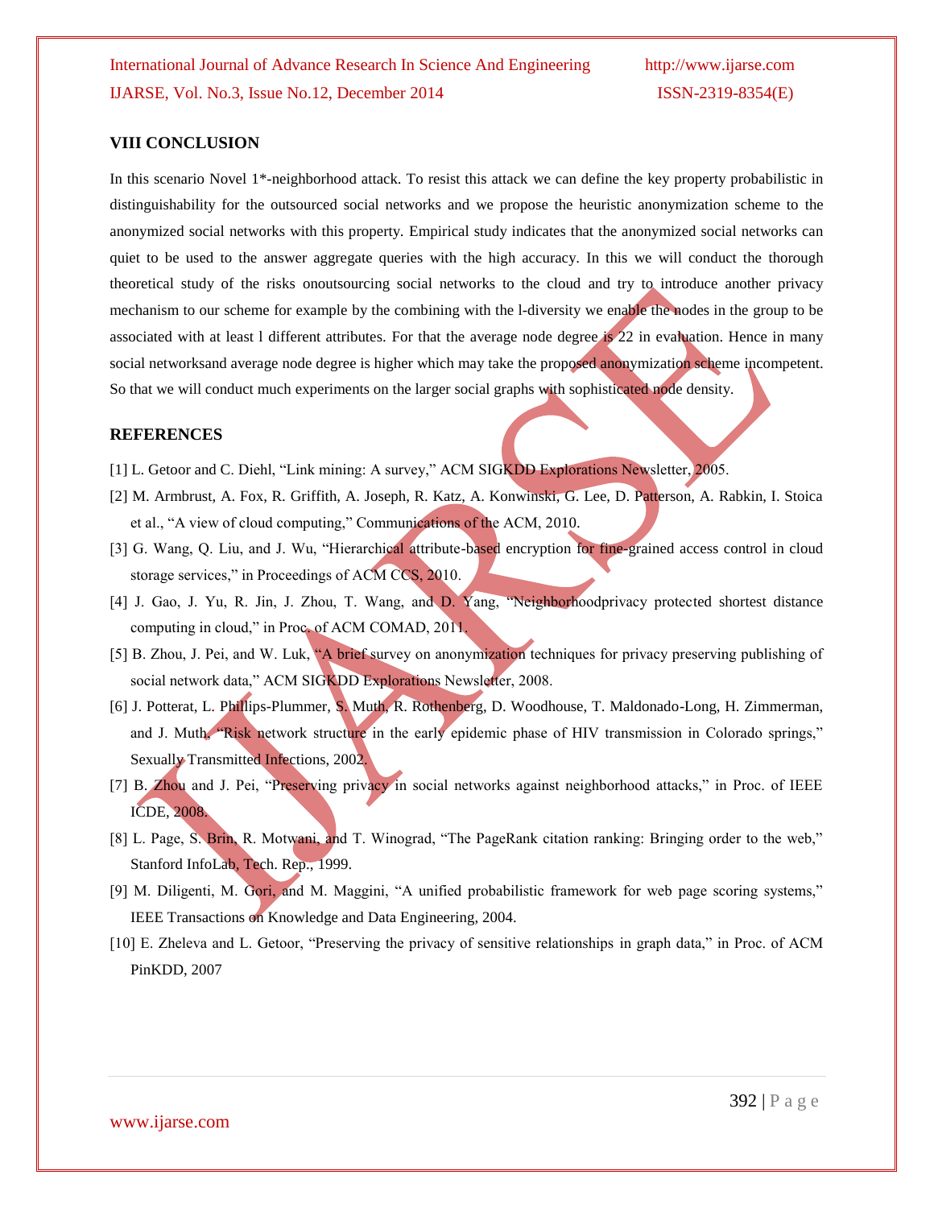## VIII CONCLUSION

In this scenario Novel 1*-neighborhood attack. To resist this attack we can define the key property probabilistic in distinguishability for the outsourced social networks and we propose the heuristic anonymization scheme to the anonymized social networks with this property. Empirical study indicates that the anonymized social networks can quiet to be used to the answer aggregate queries with the high accuracy. In this we will conduct the thorough theoretical study of the risks onoutsourcing social networks to the cloud and try to introduce another privacy mechanism to our scheme for example by the combining with the l-diversity we enable the nodes in the group to be associated with at least l different attributes. For that the average node degree is 22 in evaluation. Hence in many social networksand average node degree is higher which may take the proposed anonymization scheme incompetent. So that we will conduct much experiments on the larger social graphs with sophisticated node density.

## REFERENCES

[1] L. Getoor and C. Diehl, "Link mining: A survey," ACM SIGKDD Explorations Newsletter, 2005.

[2] M. Armbrust, A. Fox, R. Griffith, A. Joseph, R. Katz, A. Konwinski, G. Lee, D. Patterson, A. Rabkin, I. Stoica et al., "A view of cloud computing," Communications of the ACM, 2010.

[3] G. Wang, Q. Liu, and J. Wu, "Hierarchical attribute-based encryption for fine-grained access control in cloud storage services," in Proceedings of ACM CCS, 2010.

[4] J. Gao, J. Yu, R. Jin, J. Zhou, T. Wang, and D. Yang, "Neighborhoodprivacy protected shortest distance computing in cloud," in Proc. of ACM COMAD, 2011.

[5] B. Zhou, J. Pei, and W. Luk, "A brief survey on anonymization techniques for privacy preserving publishing of social network data," ACM SIGKDD Explorations Newsletter, 2008.

[6] J. Potterat, L. Phillips-Plummer, S. Muth, R. Rothenberg, D. Woodhouse, T. Maldonado-Long, H. Zimmerman, and J. Muth, "Risk network structure in the early epidemic phase of HIV transmission in Colorado springs," Sexually Transmitted Infections, 2002.

[7] B. Zhou and J. Pei, "Preserving privacy in social networks against neighborhood attacks," in Proc. of IEEE ICDE, 2008.

[8] L. Page, S. Brin, R. Motwani, and T. Winograd, "The PageRank citation ranking: Bringing order to the web," Stanford InfoLab, Tech. Rep., 1999.

[9] M. Diligenti, M. Gori, and M. Maggini, "A unified probabilistic framework for web page scoring systems," IEEE Transactions on Knowledge and Data Engineering, 2004.

[10] E. Zheleva and L. Getoor, "Preserving the privacy of sensitive relationships in graph data," in Proc. of ACM PinKDD, 2007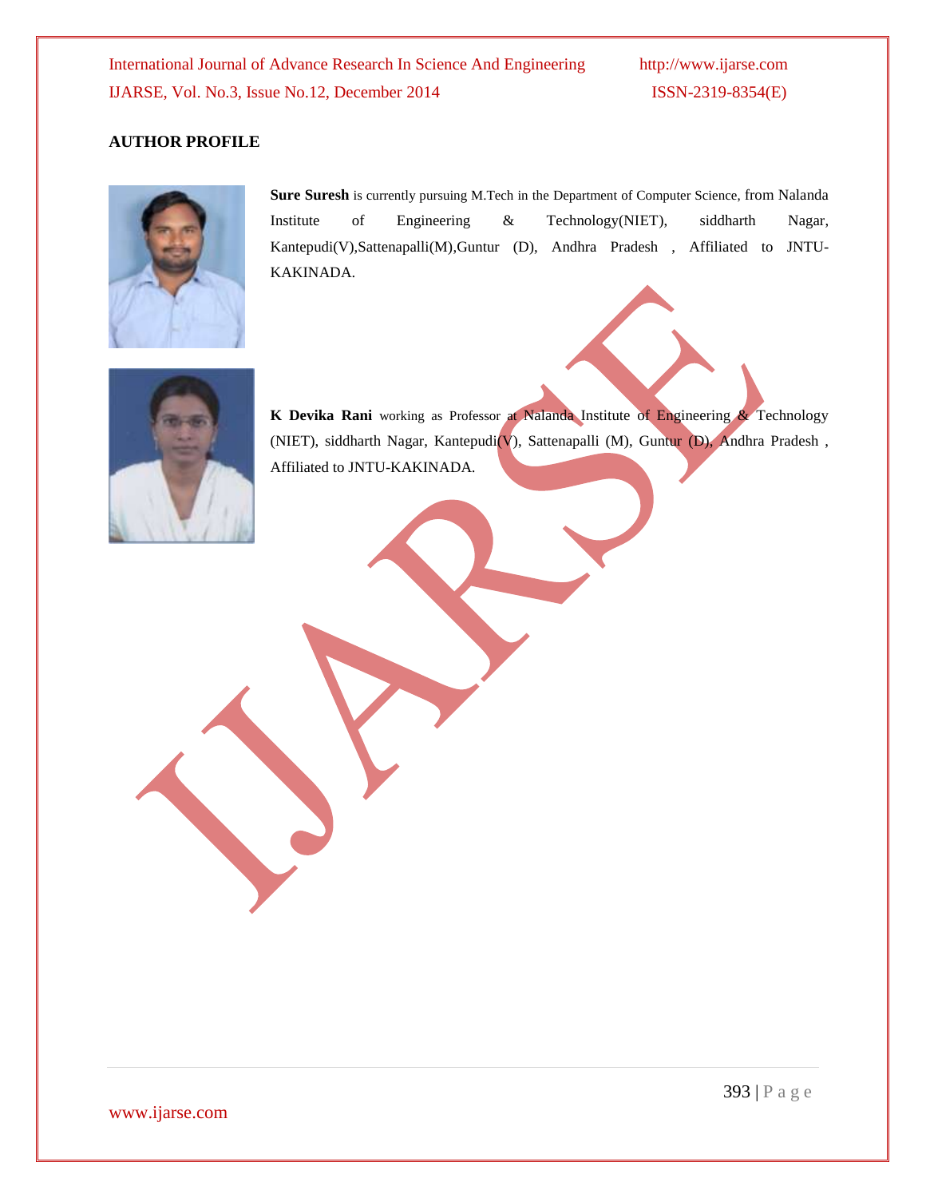**AUTHOR PROFILE**

**Sure Suresh** is currently pursuing M.Tech in the Department of Computer Science, from Nalanda Institute of Engineering & Technology(NIET), siddharth Nagar, Kantepudi(V),Sattenapalli(M),Guntur (D), Andhra Pradesh , Affiliated to JNTU-KAKINADA.

**K Devika Rani** working as Professor at Nalanda Institute of Engineering & Technology (NIET), siddharth Nagar, Kantepudi(V), Sattenapalli (M), Guntur (D), Andhra Pradesh , Affiliated to JNTU-KAKINADA.